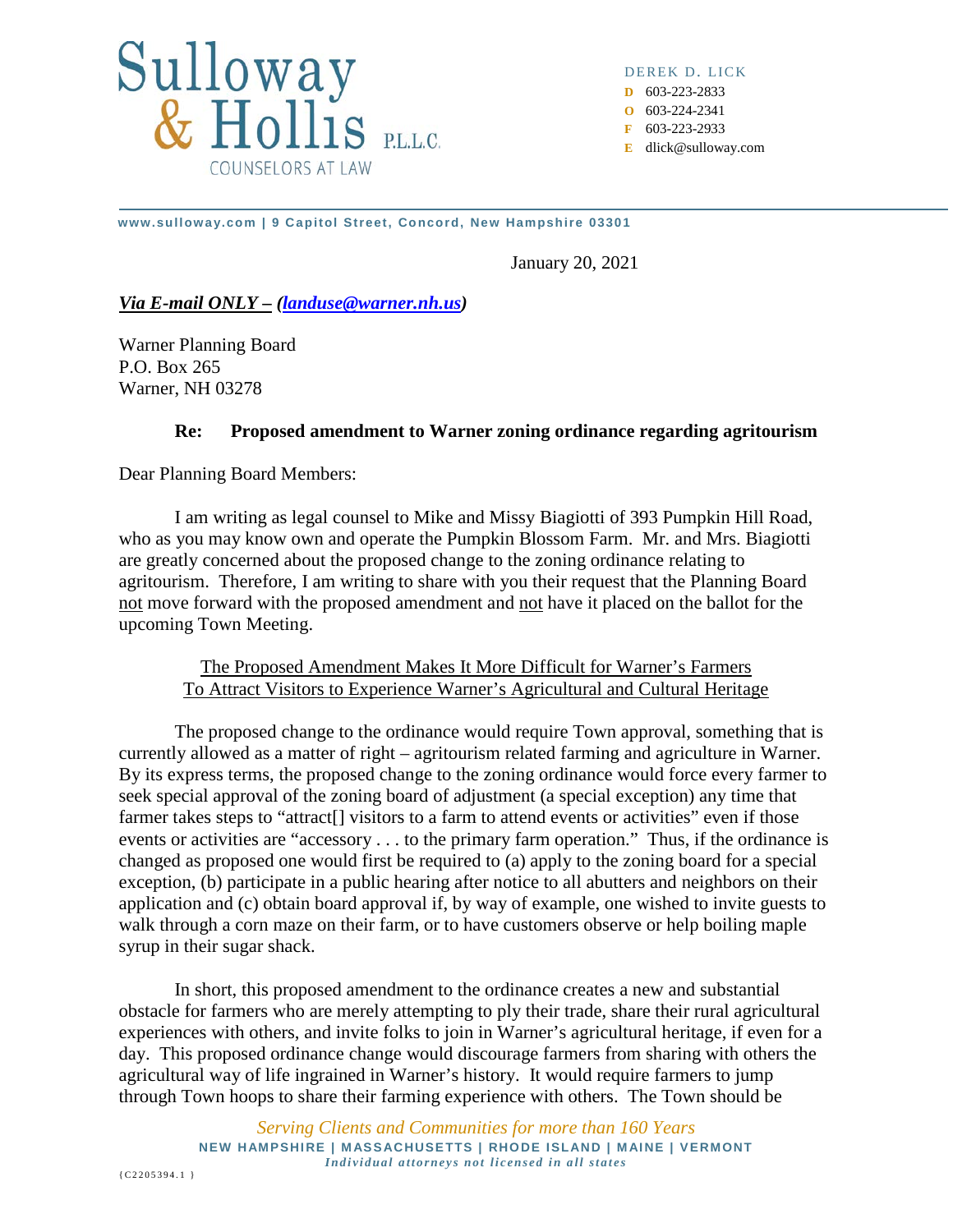**Sulloway & Hollis P.L.L.C.**
COUNSELORS AT LAW

DEREK D. LICK
D 603-223-2833
O 603-224-2341
F 603-223-2933
E dlick@sulloway.com

www.sulloway.com | 9 Capitol Street, Concord, New Hampshire 03301

January 20, 2021

***Via E-mail ONLY – (landuse@warner.nh.us)***

Warner Planning Board
P.O. Box 265
Warner, NH 03278

**Re: Proposed amendment to Warner zoning ordinance regarding agritourism**

Dear Planning Board Members:

I am writing as legal counsel to Mike and Missy Biagiotti of 393 Pumpkin Hill Road, who as you may know own and operate the Pumpkin Blossom Farm. Mr. and Mrs. Biagiotti are greatly concerned about the proposed change to the zoning ordinance relating to agritourism. Therefore, I am writing to share with you their request that the Planning Board not move forward with the proposed amendment and not have it placed on the ballot for the upcoming Town Meeting.

The Proposed Amendment Makes It More Difficult for Warner's Farmers To Attract Visitors to Experience Warner's Agricultural and Cultural Heritage

The proposed change to the ordinance would require Town approval, something that is currently allowed as a matter of right – agritourism related farming and agriculture in Warner. By its express terms, the proposed change to the zoning ordinance would force every farmer to seek special approval of the zoning board of adjustment (a special exception) any time that farmer takes steps to "attract[] visitors to a farm to attend events or activities" even if those events or activities are "accessory . . . to the primary farm operation." Thus, if the ordinance is changed as proposed one would first be required to (a) apply to the zoning board for a special exception, (b) participate in a public hearing after notice to all abutters and neighbors on their application and (c) obtain board approval if, by way of example, one wished to invite guests to walk through a corn maze on their farm, or to have customers observe or help boiling maple syrup in their sugar shack.

In short, this proposed amendment to the ordinance creates a new and substantial obstacle for farmers who are merely attempting to ply their trade, share their rural agricultural experiences with others, and invite folks to join in Warner's agricultural heritage, if even for a day. This proposed ordinance change would discourage farmers from sharing with others the agricultural way of life ingrained in Warner's history. It would require farmers to jump through Town hoops to share their farming experience with others. The Town should be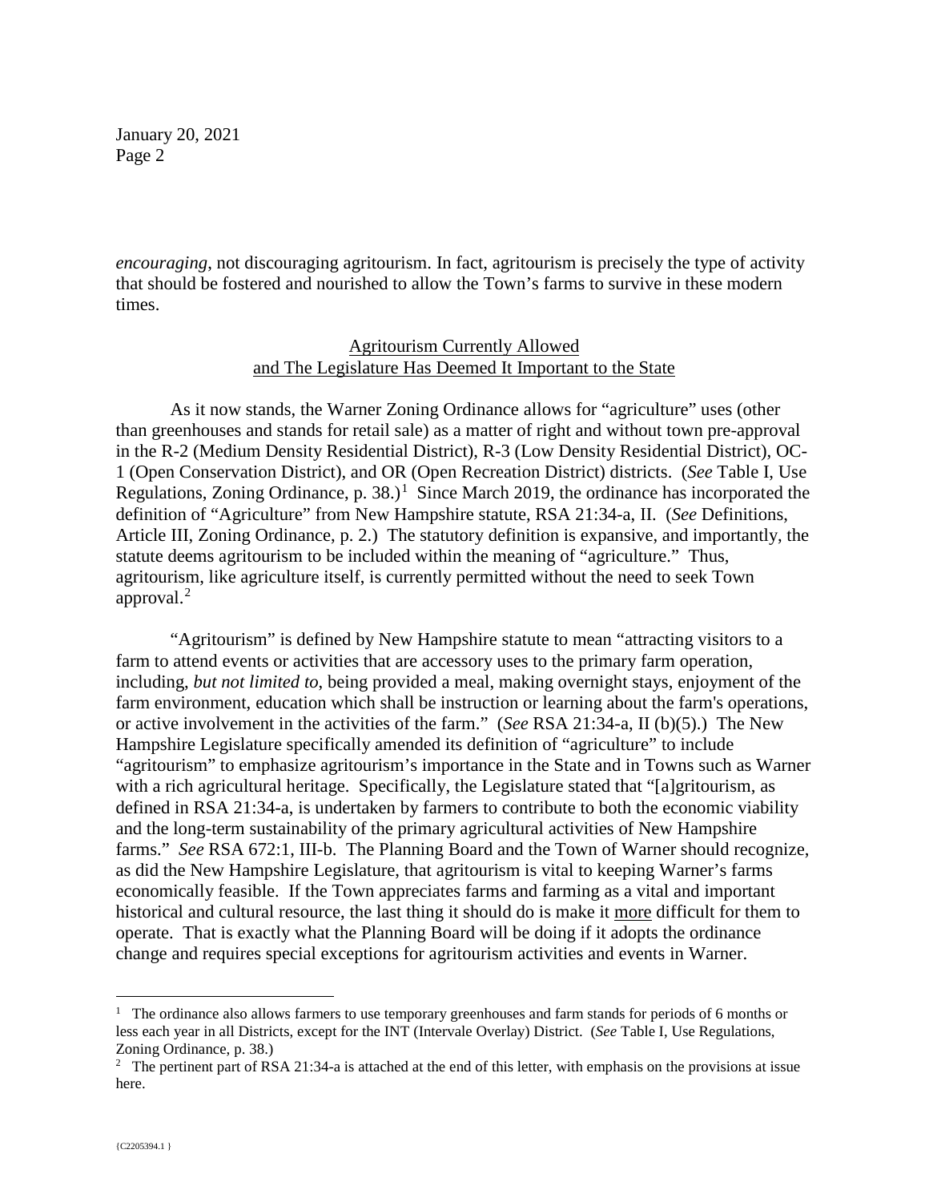*encouraging*, not discouraging agritourism. In fact, agritourism is precisely the type of activity that should be fostered and nourished to allow the Town's farms to survive in these modern times.

<u>Agritourism Currently Allowed</u>
<u>and The Legislature Has Deemed It Important to the State</u>

As it now stands, the Warner Zoning Ordinance allows for "agriculture" uses (other than greenhouses and stands for retail sale) as a matter of right and without town pre-approval in the R-2 (Medium Density Residential District), R-3 (Low Density Residential District), OC-1 (Open Conservation District), and OR (Open Recreation District) districts. (*See* Table I, Use Regulations, Zoning Ordinance, p. 38.)[1] Since March 2019, the ordinance has incorporated the definition of "Agriculture" from New Hampshire statute, RSA 21:34-a, II. (*See* Definitions, Article III, Zoning Ordinance, p. 2.) The statutory definition is expansive, and importantly, the statute deems agritourism to be included within the meaning of "agriculture." Thus, agritourism, like agriculture itself, is currently permitted without the need to seek Town approval.[2]

"Agritourism" is defined by New Hampshire statute to mean "attracting visitors to a farm to attend events or activities that are accessory uses to the primary farm operation, including, *but not limited to*, being provided a meal, making overnight stays, enjoyment of the farm environment, education which shall be instruction or learning about the farm's operations, or active involvement in the activities of the farm." (*See* RSA 21:34-a, II (b)(5).) The New Hampshire Legislature specifically amended its definition of "agriculture" to include "agritourism" to emphasize agritourism's importance in the State and in Towns such as Warner with a rich agricultural heritage. Specifically, the Legislature stated that "[a]gritourism, as defined in RSA 21:34-a, is undertaken by farmers to contribute to both the economic viability and the long-term sustainability of the primary agricultural activities of New Hampshire farms." *See* RSA 672:1, III-b. The Planning Board and the Town of Warner should recognize, as did the New Hampshire Legislature, that agritourism is vital to keeping Warner's farms economically feasible. If the Town appreciates farms and farming as a vital and important historical and cultural resource, the last thing it should do is make it <u>more</u> difficult for them to operate. That is exactly what the Planning Board will be doing if it adopts the ordinance change and requires special exceptions for agritourism activities and events in Warner.

---

[1] The ordinance also allows farmers to use temporary greenhouses and farm stands for periods of 6 months or less each year in all Districts, except for the INT (Intervale Overlay) District. (*See* Table I, Use Regulations, Zoning Ordinance, p. 38.)

[2] The pertinent part of RSA 21:34-a is attached at the end of this letter, with emphasis on the provisions at issue here.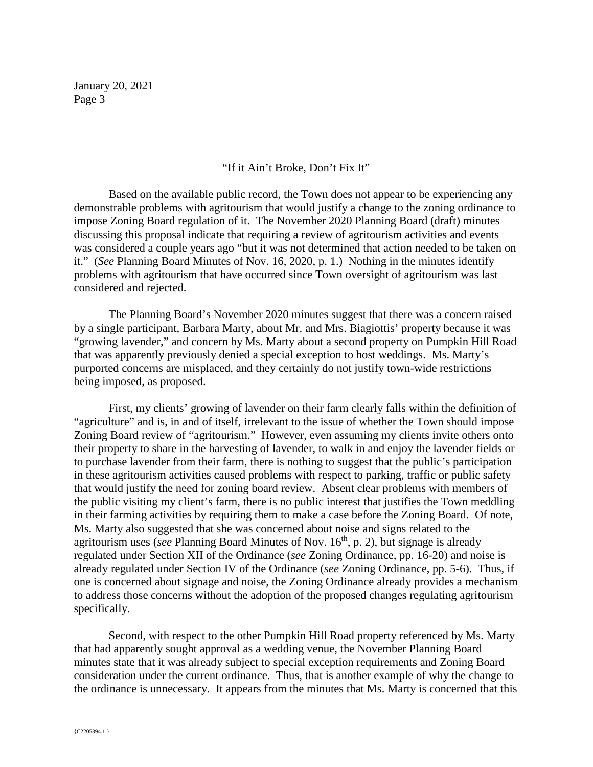## "If it Ain't Broke, Don't Fix It"

Based on the available public record, the Town does not appear to be experiencing any demonstrable problems with agritourism that would justify a change to the zoning ordinance to impose Zoning Board regulation of it. The November 2020 Planning Board (draft) minutes discussing this proposal indicate that requiring a review of agritourism activities and events was considered a couple years ago "but it was not determined that action needed to be taken on it." (*See* Planning Board Minutes of Nov. 16, 2020, p. 1.) Nothing in the minutes identify problems with agritourism that have occurred since Town oversight of agritourism was last considered and rejected.

The Planning Board's November 2020 minutes suggest that there was a concern raised by a single participant, Barbara Marty, about Mr. and Mrs. Biagiottis' property because it was "growing lavender," and concern by Ms. Marty about a second property on Pumpkin Hill Road that was apparently previously denied a special exception to host weddings. Ms. Marty's purported concerns are misplaced, and they certainly do not justify town-wide restrictions being imposed, as proposed.

First, my clients' growing of lavender on their farm clearly falls within the definition of "agriculture" and is, in and of itself, irrelevant to the issue of whether the Town should impose Zoning Board review of "agritourism." However, even assuming my clients invite others onto their property to share in the harvesting of lavender, to walk in and enjoy the lavender fields or to purchase lavender from their farm, there is nothing to suggest that the public's participation in these agritourism activities caused problems with respect to parking, traffic or public safety that would justify the need for zoning board review. Absent clear problems with members of the public visiting my client's farm, there is no public interest that justifies the Town meddling in their farming activities by requiring them to make a case before the Zoning Board. Of note, Ms. Marty also suggested that she was concerned about noise and signs related to the agritourism uses (*see* Planning Board Minutes of Nov. 16th, p. 2), but signage is already regulated under Section XII of the Ordinance (*see* Zoning Ordinance, pp. 16-20) and noise is already regulated under Section IV of the Ordinance (*see* Zoning Ordinance, pp. 5-6). Thus, if one is concerned about signage and noise, the Zoning Ordinance already provides a mechanism to address those concerns without the adoption of the proposed changes regulating agritourism specifically.

Second, with respect to the other Pumpkin Hill Road property referenced by Ms. Marty that had apparently sought approval as a wedding venue, the November Planning Board minutes state that it was already subject to special exception requirements and Zoning Board consideration under the current ordinance. Thus, that is another example of why the change to the ordinance is unnecessary. It appears from the minutes that Ms. Marty is concerned that this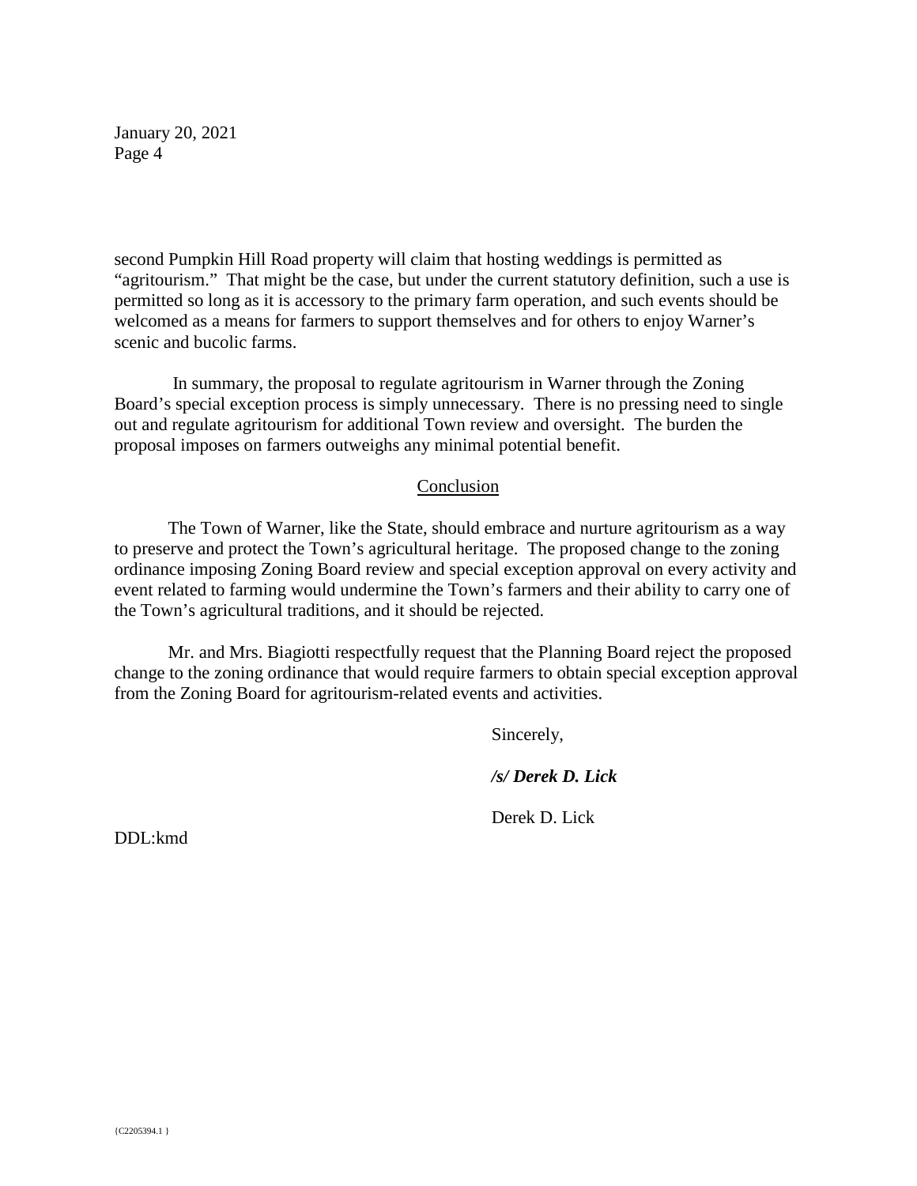second Pumpkin Hill Road property will claim that hosting weddings is permitted as "agritourism." That might be the case, but under the current statutory definition, such a use is permitted so long as it is accessory to the primary farm operation, and such events should be welcomed as a means for farmers to support themselves and for others to enjoy Warner's scenic and bucolic farms.

In summary, the proposal to regulate agritourism in Warner through the Zoning Board's special exception process is simply unnecessary. There is no pressing need to single out and regulate agritourism for additional Town review and oversight. The burden the proposal imposes on farmers outweighs any minimal potential benefit.

## Conclusion

The Town of Warner, like the State, should embrace and nurture agritourism as a way to preserve and protect the Town's agricultural heritage. The proposed change to the zoning ordinance imposing Zoning Board review and special exception approval on every activity and event related to farming would undermine the Town's farmers and their ability to carry one of the Town's agricultural traditions, and it should be rejected.

Mr. and Mrs. Biagiotti respectfully request that the Planning Board reject the proposed change to the zoning ordinance that would require farmers to obtain special exception approval from the Zoning Board for agritourism-related events and activities.

Sincerely,

***/s/ Derek D. Lick***

Derek D. Lick

DDL:kmd

{C2205394.1 }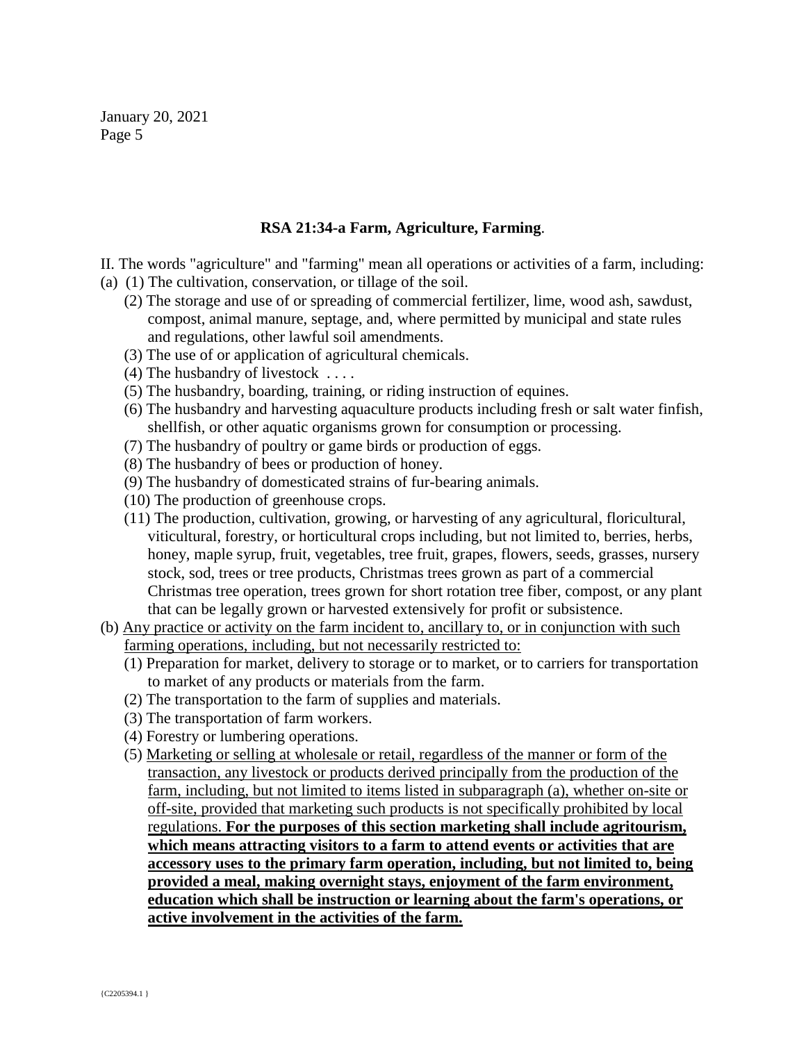### **RSA 21:34-a Farm, Agriculture, Farming**.

II. The words "agriculture" and "farming" mean all operations or activities of a farm, including:

(a) (1) The cultivation, conservation, or tillage of the soil.

(2) The storage and use of or spreading of commercial fertilizer, lime, wood ash, sawdust, compost, animal manure, septage, and, where permitted by municipal and state rules and regulations, other lawful soil amendments.

(3) The use of or application of agricultural chemicals.

(4) The husbandry of livestock . . . .

(5) The husbandry, boarding, training, or riding instruction of equines.

(6) The husbandry and harvesting aquaculture products including fresh or salt water finfish, shellfish, or other aquatic organisms grown for consumption or processing.

(7) The husbandry of poultry or game birds or production of eggs.

(8) The husbandry of bees or production of honey.

(9) The husbandry of domesticated strains of fur-bearing animals.

(10) The production of greenhouse crops.

(11) The production, cultivation, growing, or harvesting of any agricultural, floricultural, viticultural, forestry, or horticultural crops including, but not limited to, berries, herbs, honey, maple syrup, fruit, vegetables, tree fruit, grapes, flowers, seeds, grasses, nursery stock, sod, trees or tree products, Christmas trees grown as part of a commercial Christmas tree operation, trees grown for short rotation tree fiber, compost, or any plant that can be legally grown or harvested extensively for profit or subsistence.

(b) <u>Any practice or activity on the farm incident to, ancillary to, or in conjunction with such farming operations, including, but not necessarily restricted to:</u>

(1) Preparation for market, delivery to storage or to market, or to carriers for transportation to market of any products or materials from the farm.

(2) The transportation to the farm of supplies and materials.

(3) The transportation of farm workers.

(4) Forestry or lumbering operations.

(5) <u>Marketing or selling at wholesale or retail, regardless of the manner or form of the transaction, any livestock or products derived principally from the production of the farm, including, but not limited to items listed in subparagraph (a), whether on-site or off-site, provided that marketing such products is not specifically prohibited by local regulations.</u> <u>**For the purposes of this section marketing shall include agritourism, which means attracting visitors to a farm to attend events or activities that are accessory uses to the primary farm operation, including, but not limited to, being provided a meal, making overnight stays, enjoyment of the farm environment, education which shall be instruction or learning about the farm's operations, or active involvement in the activities of the farm.**</u>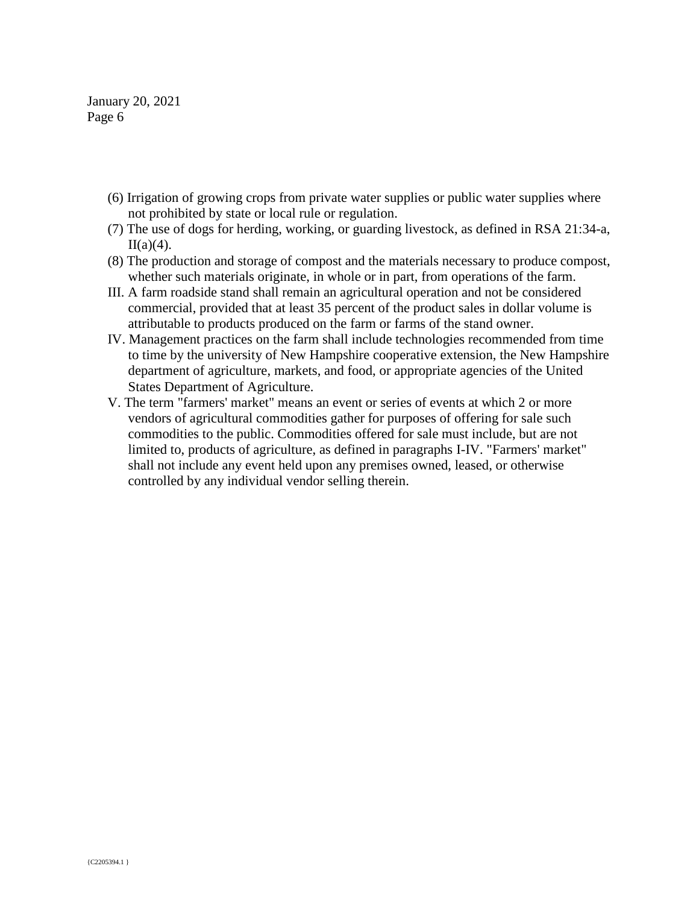(6) Irrigation of growing crops from private water supplies or public water supplies where not prohibited by state or local rule or regulation.

(7) The use of dogs for herding, working, or guarding livestock, as defined in RSA 21:34-a, II(a)(4).

(8) The production and storage of compost and the materials necessary to produce compost, whether such materials originate, in whole or in part, from operations of the farm.

III. A farm roadside stand shall remain an agricultural operation and not be considered commercial, provided that at least 35 percent of the product sales in dollar volume is attributable to products produced on the farm or farms of the stand owner.

IV. Management practices on the farm shall include technologies recommended from time to time by the university of New Hampshire cooperative extension, the New Hampshire department of agriculture, markets, and food, or appropriate agencies of the United States Department of Agriculture.

V. The term "farmers' market" means an event or series of events at which 2 or more vendors of agricultural commodities gather for purposes of offering for sale such commodities to the public. Commodities offered for sale must include, but are not limited to, products of agriculture, as defined in paragraphs I-IV. "Farmers' market" shall not include any event held upon any premises owned, leased, or otherwise controlled by any individual vendor selling therein.